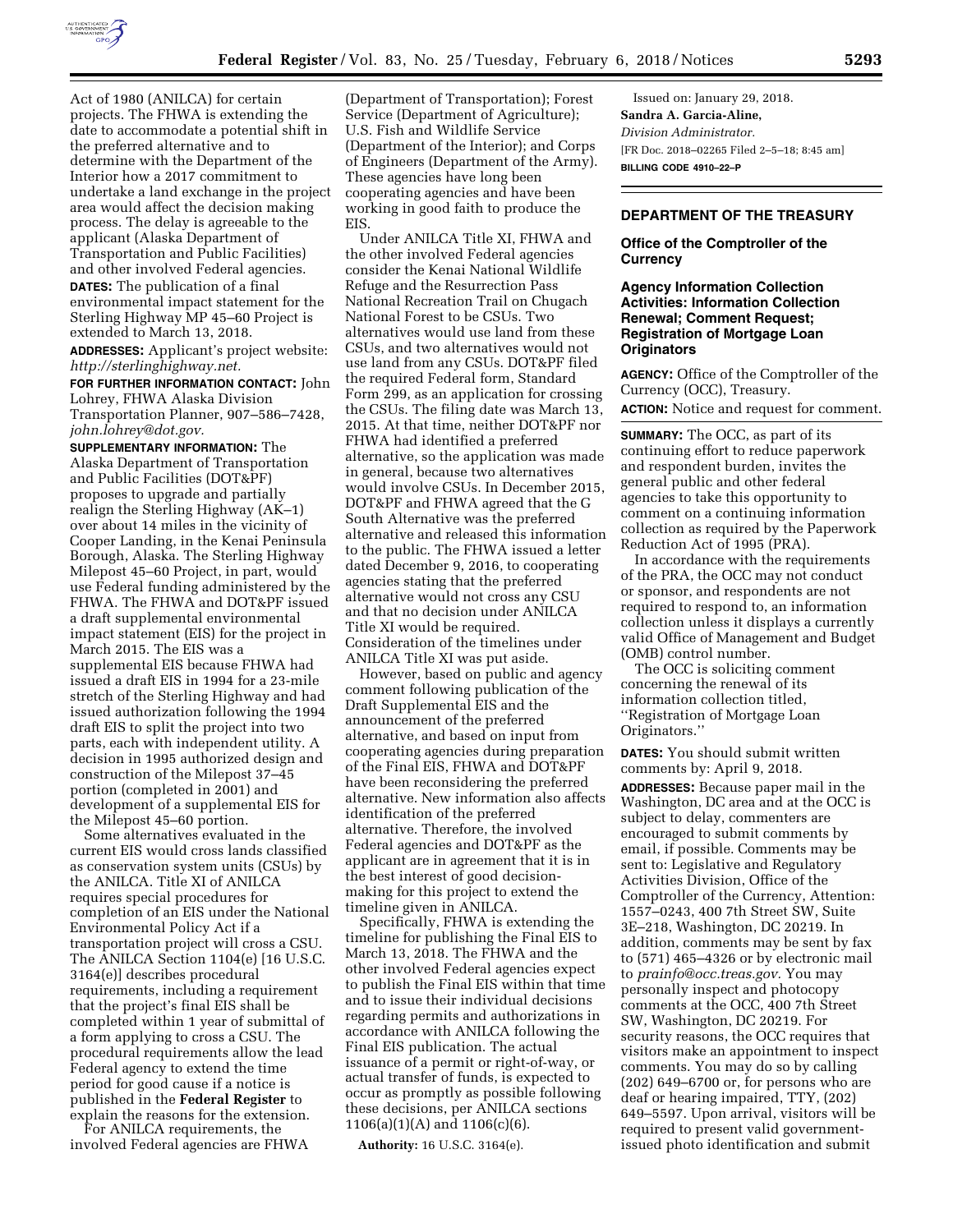Act of 1980 (ANILCA) for certain projects. The FHWA is extending the date to accommodate a potential shift in the preferred alternative and to determine with the Department of the Interior how a 2017 commitment to undertake a land exchange in the project area would affect the decision making process. The delay is agreeable to the applicant (Alaska Department of Transportation and Public Facilities) and other involved Federal agencies.

**DATES:** The publication of a final environmental impact statement for the Sterling Highway MP 45–60 Project is extended to March 13, 2018.

**ADDRESSES:** Applicant's project website: *http://sterlinghighway.net.*

**FOR FURTHER INFORMATION CONTACT:** John Lohrey, FHWA Alaska Division Transportation Planner, 907–586–7428, *john.lohrey@dot.gov.*

**SUPPLEMENTARY INFORMATION:** The Alaska Department of Transportation and Public Facilities (DOT&PF) proposes to upgrade and partially realign the Sterling Highway (AK–1) over about 14 miles in the vicinity of Cooper Landing, in the Kenai Peninsula Borough, Alaska. The Sterling Highway Milepost 45–60 Project, in part, would use Federal funding administered by the FHWA. The FHWA and DOT&PF issued a draft supplemental environmental impact statement (EIS) for the project in March 2015. The EIS was a supplemental EIS because FHWA had issued a draft EIS in 1994 for a 23-mile stretch of the Sterling Highway and had issued authorization following the 1994 draft EIS to split the project into two parts, each with independent utility. A decision in 1995 authorized design and construction of the Milepost 37–45 portion (completed in 2001) and development of a supplemental EIS for the Milepost 45–60 portion.

Some alternatives evaluated in the current EIS would cross lands classified as conservation system units (CSUs) by the ANILCA. Title XI of ANILCA requires special procedures for completion of an EIS under the National Environmental Policy Act if a transportation project will cross a CSU. The ANILCA Section 1104(e) [16 U.S.C. 3164(e)] describes procedural requirements, including a requirement that the project's final EIS shall be completed within 1 year of submittal of a form applying to cross a CSU. The procedural requirements allow the lead Federal agency to extend the time period for good cause if a notice is published in the **Federal Register** to explain the reasons for the extension.

For ANILCA requirements, the involved Federal agencies are FHWA (Department of Transportation); Forest Service (Department of Agriculture); U.S. Fish and Wildlife Service (Department of the Interior); and Corps of Engineers (Department of the Army). These agencies have long been cooperating agencies and have been working in good faith to produce the EIS.

Under ANILCA Title XI, FHWA and the other involved Federal agencies consider the Kenai National Wildlife Refuge and the Resurrection Pass National Recreation Trail on Chugach National Forest to be CSUs. Two alternatives would use land from these CSUs, and two alternatives would not use land from any CSUs. DOT&PF filed the required Federal form, Standard Form 299, as an application for crossing the CSUs. The filing date was March 13, 2015. At that time, neither DOT&PF nor FHWA had identified a preferred alternative, so the application was made in general, because two alternatives would involve CSUs. In December 2015, DOT&PF and FHWA agreed that the G South Alternative was the preferred alternative and released this information to the public. The FHWA issued a letter dated December 9, 2016, to cooperating agencies stating that the preferred alternative would not cross any CSU and that no decision under ANILCA Title XI would be required. Consideration of the timelines under ANILCA Title XI was put aside.

However, based on public and agency comment following publication of the Draft Supplemental EIS and the announcement of the preferred alternative, and based on input from cooperating agencies during preparation of the Final EIS, FHWA and DOT&PF have been reconsidering the preferred alternative. New information also affects identification of the preferred alternative. Therefore, the involved Federal agencies and DOT&PF as the applicant are in agreement that it is in the best interest of good decision-making for this project to extend the timeline given in ANILCA.

Specifically, FHWA is extending the timeline for publishing the Final EIS to March 13, 2018. The FHWA and the other involved Federal agencies expect to publish the Final EIS within that time and to issue their individual decisions regarding permits and authorizations in accordance with ANILCA following the Final EIS publication. The actual issuance of a permit or right-of-way, or actual transfer of funds, is expected to occur as promptly as possible following these decisions, per ANILCA sections 1106(a)(1)(A) and 1106(c)(6).

**Authority:** 16 U.S.C. 3164(e).

Issued on: January 29, 2018.

**Sandra A. Garcia-Aline,**

*Division Administrator.*

[FR Doc. 2018–02265 Filed 2–5–18; 8:45 am]

**BILLING CODE 4910–22–P**

---

## DEPARTMENT OF THE TREASURY

### Office of the Comptroller of the Currency

### Agency Information Collection Activities: Information Collection Renewal; Comment Request; Registration of Mortgage Loan Originators

**AGENCY:** Office of the Comptroller of the Currency (OCC), Treasury.

**ACTION:** Notice and request for comment.

**SUMMARY:** The OCC, as part of its continuing effort to reduce paperwork and respondent burden, invites the general public and other federal agencies to take this opportunity to comment on a continuing information collection as required by the Paperwork Reduction Act of 1995 (PRA).

In accordance with the requirements of the PRA, the OCC may not conduct or sponsor, and respondents are not required to respond to, an information collection unless it displays a currently valid Office of Management and Budget (OMB) control number.

The OCC is soliciting comment concerning the renewal of its information collection titled, ''Registration of Mortgage Loan Originators.''

**DATES:** You should submit written comments by: April 9, 2018.

**ADDRESSES:** Because paper mail in the Washington, DC area and at the OCC is subject to delay, commenters are encouraged to submit comments by email, if possible. Comments may be sent to: Legislative and Regulatory Activities Division, Office of the Comptroller of the Currency, Attention: 1557–0243, 400 7th Street SW, Suite 3E–218, Washington, DC 20219. In addition, comments may be sent by fax to (571) 465–4326 or by electronic mail to *prainfo@occ.treas.gov*. You may personally inspect and photocopy comments at the OCC, 400 7th Street SW, Washington, DC 20219. For security reasons, the OCC requires that visitors make an appointment to inspect comments. You may do so by calling (202) 649–6700 or, for persons who are deaf or hearing impaired, TTY, (202) 649–5597. Upon arrival, visitors will be required to present valid government-issued photo identification and submit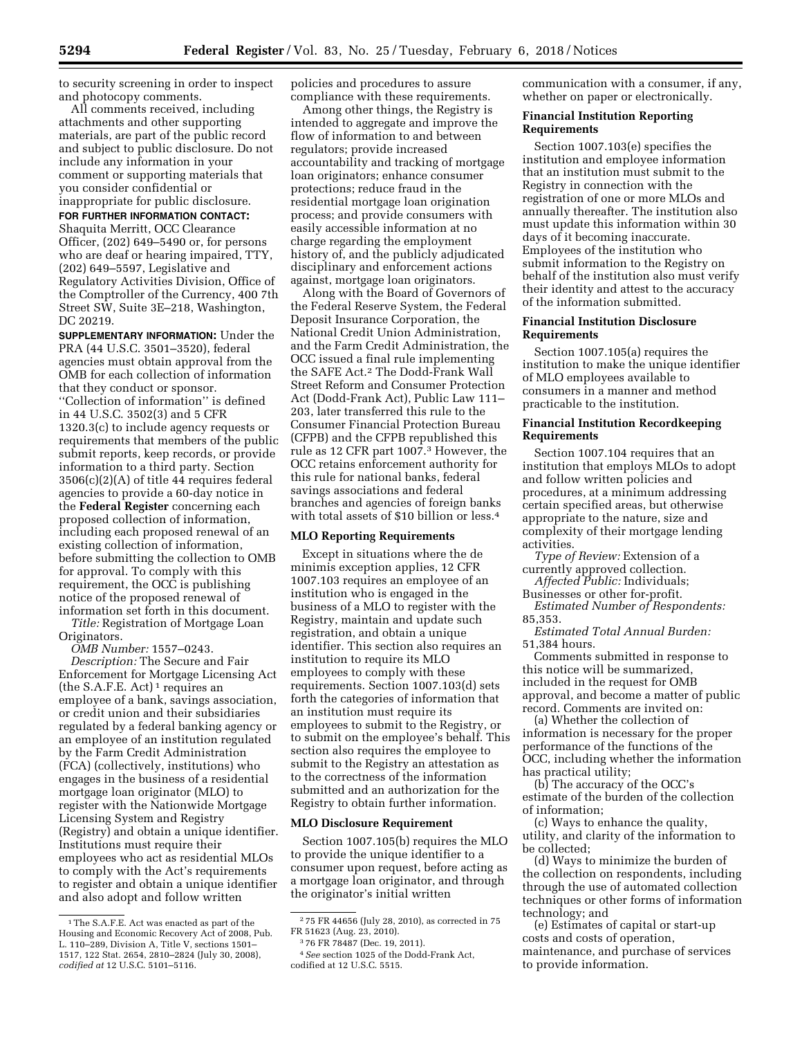to security screening in order to inspect and photocopy comments.

All comments received, including attachments and other supporting materials, are part of the public record and subject to public disclosure. Do not include any information in your comment or supporting materials that you consider confidential or inappropriate for public disclosure.

**FOR FURTHER INFORMATION CONTACT:** Shaquita Merritt, OCC Clearance Officer, (202) 649–5490 or, for persons who are deaf or hearing impaired, TTY, (202) 649–5597, Legislative and Regulatory Activities Division, Office of the Comptroller of the Currency, 400 7th Street SW, Suite 3E–218, Washington, DC 20219.

**SUPPLEMENTARY INFORMATION:** Under the PRA (44 U.S.C. 3501–3520), federal agencies must obtain approval from the OMB for each collection of information that they conduct or sponsor. ''Collection of information'' is defined in 44 U.S.C. 3502(3) and 5 CFR 1320.3(c) to include agency requests or requirements that members of the public submit reports, keep records, or provide information to a third party. Section 3506(c)(2)(A) of title 44 requires federal agencies to provide a 60-day notice in the **Federal Register** concerning each proposed collection of information, including each proposed renewal of an existing collection of information, before submitting the collection to OMB for approval. To comply with this requirement, the OCC is publishing notice of the proposed renewal of information set forth in this document.

*Title:* Registration of Mortgage Loan Originators.

*OMB Number:* 1557–0243.

*Description:* The Secure and Fair Enforcement for Mortgage Licensing Act (the S.A.F.E. Act) [1] requires an employee of a bank, savings association, or credit union and their subsidiaries regulated by a federal banking agency or an employee of an institution regulated by the Farm Credit Administration (FCA) (collectively, institutions) who engages in the business of a residential mortgage loan originator (MLO) to register with the Nationwide Mortgage Licensing System and Registry (Registry) and obtain a unique identifier. Institutions must require their employees who act as residential MLOs to comply with the Act's requirements to register and obtain a unique identifier and also adopt and follow written policies and procedures to assure compliance with these requirements.

Among other things, the Registry is intended to aggregate and improve the flow of information to and between regulators; provide increased accountability and tracking of mortgage loan originators; enhance consumer protections; reduce fraud in the residential mortgage loan origination process; and provide consumers with easily accessible information at no charge regarding the employment history of, and the publicly adjudicated disciplinary and enforcement actions against, mortgage loan originators.

Along with the Board of Governors of the Federal Reserve System, the Federal Deposit Insurance Corporation, the National Credit Union Administration, and the Farm Credit Administration, the OCC issued a final rule implementing the SAFE Act.[2] The Dodd-Frank Wall Street Reform and Consumer Protection Act (Dodd-Frank Act), Public Law 111–203, later transferred this rule to the Consumer Financial Protection Bureau (CFPB) and the CFPB republished this rule as 12 CFR part 1007.[3] However, the OCC retains enforcement authority for this rule for national banks, federal savings associations and federal branches and agencies of foreign banks with total assets of $10 billion or less.[4]

## MLO Reporting Requirements

Except in situations where the de minimis exception applies, 12 CFR 1007.103 requires an employee of an institution who is engaged in the business of a MLO to register with the Registry, maintain and update such registration, and obtain a unique identifier. This section also requires an institution to require its MLO employees to comply with these requirements. Section 1007.103(d) sets forth the categories of information that an institution must require its employees to submit to the Registry, or to submit on the employee's behalf. This section also requires the employee to submit to the Registry an attestation as to the correctness of the information submitted and an authorization for the Registry to obtain further information.

## MLO Disclosure Requirement

Section 1007.105(b) requires the MLO to provide the unique identifier to a consumer upon request, before acting as a mortgage loan originator, and through the originator's initial written communication with a consumer, if any, whether on paper or electronically.

## Financial Institution Reporting Requirements

Section 1007.103(e) specifies the institution and employee information that an institution must submit to the Registry in connection with the registration of one or more MLOs and annually thereafter. The institution also must update this information within 30 days of it becoming inaccurate. Employees of the institution who submit information to the Registry on behalf of the institution also must verify their identity and attest to the accuracy of the information submitted.

## Financial Institution Disclosure Requirements

Section 1007.105(a) requires the institution to make the unique identifier of MLO employees available to consumers in a manner and method practicable to the institution.

## Financial Institution Recordkeeping Requirements

Section 1007.104 requires that an institution that employs MLOs to adopt and follow written policies and procedures, at a minimum addressing certain specified areas, but otherwise appropriate to the nature, size and complexity of their mortgage lending activities.

*Type of Review:* Extension of a currently approved collection.

*Affected Public:* Individuals; Businesses or other for-profit.

*Estimated Number of Respondents:* 85,353.

*Estimated Total Annual Burden:* 51,384 hours.

Comments submitted in response to this notice will be summarized, included in the request for OMB approval, and become a matter of public record. Comments are invited on:

(a) Whether the collection of information is necessary for the proper performance of the functions of the OCC, including whether the information has practical utility;

(b) The accuracy of the OCC's estimate of the burden of the collection of information;

(c) Ways to enhance the quality, utility, and clarity of the information to be collected;

(d) Ways to minimize the burden of the collection on respondents, including through the use of automated collection techniques or other forms of information technology; and

(e) Estimates of capital or start-up costs and costs of operation, maintenance, and purchase of services to provide information.

---

[1] The S.A.F.E. Act was enacted as part of the Housing and Economic Recovery Act of 2008, Pub. L. 110–289, Division A, Title V, sections 1501–1517, 122 Stat. 2654, 2810–2824 (July 30, 2008), *codified at* 12 U.S.C. 5101–5116.

[2] 75 FR 44656 (July 28, 2010), as corrected in 75 FR 51623 (Aug. 23, 2010).

[3] 76 FR 78487 (Dec. 19, 2011).

[4] *See* section 1025 of the Dodd-Frank Act, codified at 12 U.S.C. 5515.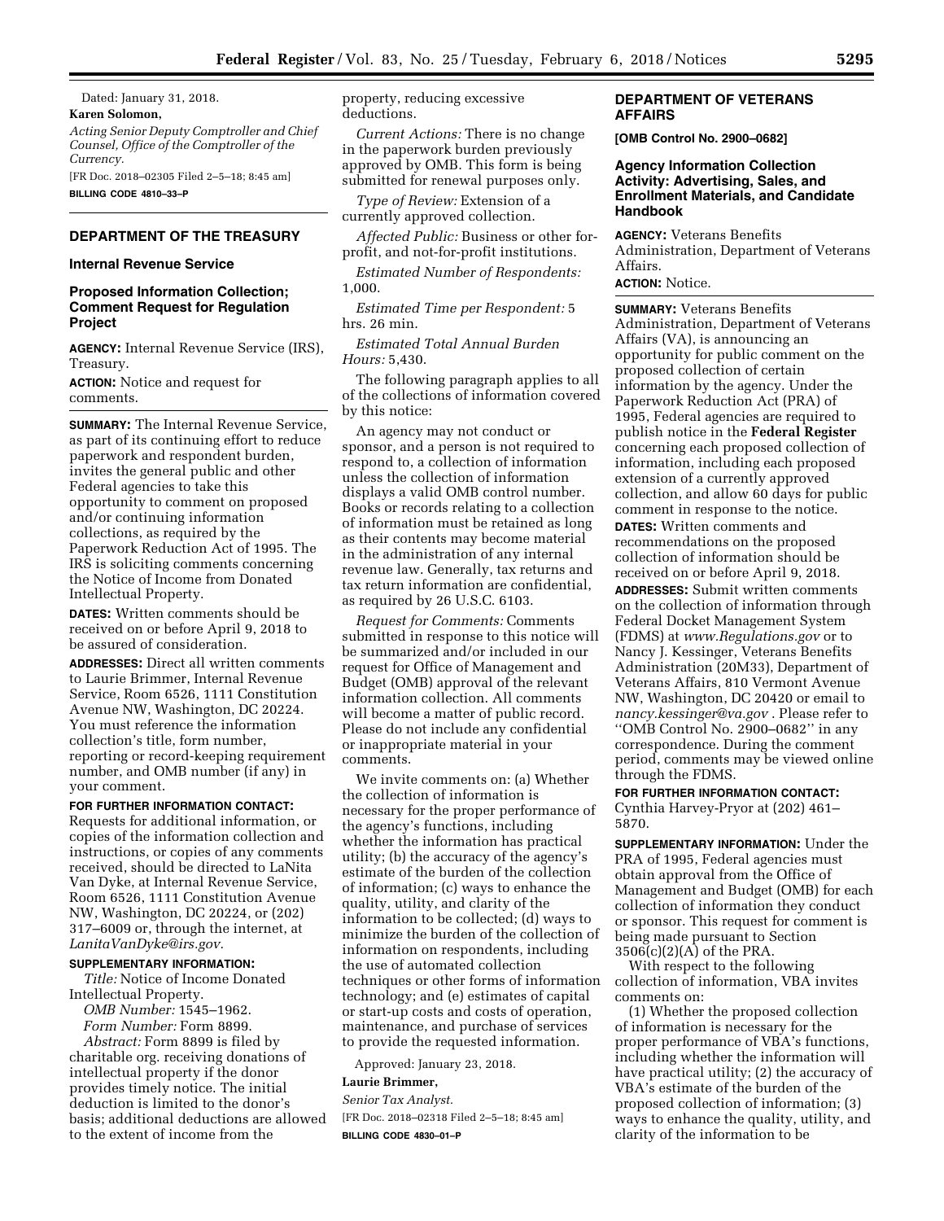Dated: January 31, 2018.

**Karen Solomon,**

*Acting Senior Deputy Comptroller and Chief Counsel, Office of the Comptroller of the Currency.*

[FR Doc. 2018–02305 Filed 2–5–18; 8:45 am]

**BILLING CODE 4810–33–P**

## DEPARTMENT OF THE TREASURY

### Internal Revenue Service

### Proposed Information Collection; Comment Request for Regulation Project

**AGENCY:** Internal Revenue Service (IRS), Treasury.

**ACTION:** Notice and request for comments.

**SUMMARY:** The Internal Revenue Service, as part of its continuing effort to reduce paperwork and respondent burden, invites the general public and other Federal agencies to take this opportunity to comment on proposed and/or continuing information collections, as required by the Paperwork Reduction Act of 1995. The IRS is soliciting comments concerning the Notice of Income from Donated Intellectual Property.

**DATES:** Written comments should be received on or before April 9, 2018 to be assured of consideration.

**ADDRESSES:** Direct all written comments to Laurie Brimmer, Internal Revenue Service, Room 6526, 1111 Constitution Avenue NW, Washington, DC 20224. You must reference the information collection's title, form number, reporting or record-keeping requirement number, and OMB number (if any) in your comment.

**FOR FURTHER INFORMATION CONTACT:** Requests for additional information, or copies of the information collection and instructions, or copies of any comments received, should be directed to LaNita Van Dyke, at Internal Revenue Service, Room 6526, 1111 Constitution Avenue NW, Washington, DC 20224, or (202) 317–6009 or, through the internet, at *LanitaVanDyke@irs.gov.*

**SUPPLEMENTARY INFORMATION:**

*Title:* Notice of Income Donated Intellectual Property.

*OMB Number:* 1545–1962.

*Form Number:* Form 8899.

*Abstract:* Form 8899 is filed by charitable org. receiving donations of intellectual property if the donor provides timely notice. The initial deduction is limited to the donor's basis; additional deductions are allowed to the extent of income from the property, reducing excessive deductions.

*Current Actions:* There is no change in the paperwork burden previously approved by OMB. This form is being submitted for renewal purposes only.

*Type of Review:* Extension of a currently approved collection.

*Affected Public:* Business or other for-profit, and not-for-profit institutions.

*Estimated Number of Respondents:* 1,000.

*Estimated Time per Respondent:* 5 hrs. 26 min.

*Estimated Total Annual Burden Hours:* 5,430.

The following paragraph applies to all of the collections of information covered by this notice:

An agency may not conduct or sponsor, and a person is not required to respond to, a collection of information unless the collection of information displays a valid OMB control number. Books or records relating to a collection of information must be retained as long as their contents may become material in the administration of any internal revenue law. Generally, tax returns and tax return information are confidential, as required by 26 U.S.C. 6103.

*Request for Comments:* Comments submitted in response to this notice will be summarized and/or included in our request for Office of Management and Budget (OMB) approval of the relevant information collection. All comments will become a matter of public record. Please do not include any confidential or inappropriate material in your comments.

We invite comments on: (a) Whether the collection of information is necessary for the proper performance of the agency's functions, including whether the information has practical utility; (b) the accuracy of the agency's estimate of the burden of the collection of information; (c) ways to enhance the quality, utility, and clarity of the information to be collected; (d) ways to minimize the burden of the collection of information on respondents, including the use of automated collection techniques or other forms of information technology; and (e) estimates of capital or start-up costs and costs of operation, maintenance, and purchase of services to provide the requested information.

Approved: January 23, 2018.

**Laurie Brimmer,**

*Senior Tax Analyst.*

[FR Doc. 2018–02318 Filed 2–5–18; 8:45 am]

**BILLING CODE 4830–01–P**

## DEPARTMENT OF VETERANS AFFAIRS

**[OMB Control No. 2900–0682]**

### Agency Information Collection Activity: Advertising, Sales, and Enrollment Materials, and Candidate Handbook

**AGENCY:** Veterans Benefits Administration, Department of Veterans Affairs.

**ACTION:** Notice.

**SUMMARY:** Veterans Benefits Administration, Department of Veterans Affairs (VA), is announcing an opportunity for public comment on the proposed collection of certain information by the agency. Under the Paperwork Reduction Act (PRA) of 1995, Federal agencies are required to publish notice in the **Federal Register** concerning each proposed collection of information, including each proposed extension of a currently approved collection, and allow 60 days for public comment in response to the notice.

**DATES:** Written comments and recommendations on the proposed collection of information should be received on or before April 9, 2018.

**ADDRESSES:** Submit written comments on the collection of information through Federal Docket Management System (FDMS) at *www.Regulations.gov* or to Nancy J. Kessinger, Veterans Benefits Administration (20M33), Department of Veterans Affairs, 810 Vermont Avenue NW, Washington, DC 20420 or email to *nancy.kessinger@va.gov* . Please refer to ''OMB Control No. 2900–0682'' in any correspondence. During the comment period, comments may be viewed online through the FDMS.

**FOR FURTHER INFORMATION CONTACT:** Cynthia Harvey-Pryor at (202) 461–5870.

**SUPPLEMENTARY INFORMATION:** Under the PRA of 1995, Federal agencies must obtain approval from the Office of Management and Budget (OMB) for each collection of information they conduct or sponsor. This request for comment is being made pursuant to Section 3506(c)(2)(A) of the PRA.

With respect to the following collection of information, VBA invites comments on:

(1) Whether the proposed collection of information is necessary for the proper performance of VBA's functions, including whether the information will have practical utility; (2) the accuracy of VBA's estimate of the burden of the proposed collection of information; (3) ways to enhance the quality, utility, and clarity of the information to be